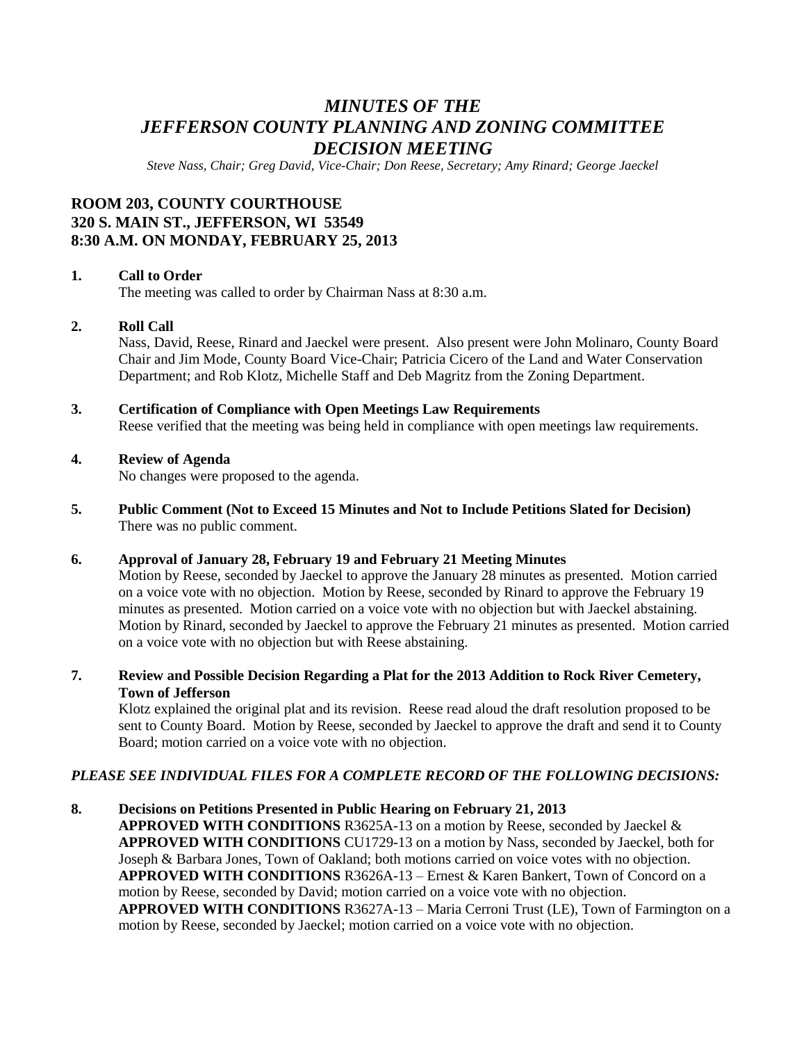# *MINUTES OF THE JEFFERSON COUNTY PLANNING AND ZONING COMMITTEE DECISION MEETING*

*Steve Nass, Chair; Greg David, Vice-Chair; Don Reese, Secretary; Amy Rinard; George Jaeckel*

## ROOM 203, COUNTY COURTHOUSE
## 320 S. MAIN ST., JEFFERSON, WI 53549
## 8:30 A.M. ON MONDAY, FEBRUARY 25, 2013

**1. Call to Order**

The meeting was called to order by Chairman Nass at 8:30 a.m.

**2. Roll Call**

Nass, David, Reese, Rinard and Jaeckel were present. Also present were John Molinaro, County Board Chair and Jim Mode, County Board Vice-Chair; Patricia Cicero of the Land and Water Conservation Department; and Rob Klotz, Michelle Staff and Deb Magritz from the Zoning Department.

**3. Certification of Compliance with Open Meetings Law Requirements**

Reese verified that the meeting was being held in compliance with open meetings law requirements.

**4. Review of Agenda**

No changes were proposed to the agenda.

**5. Public Comment (Not to Exceed 15 Minutes and Not to Include Petitions Slated for Decision)**

There was no public comment.

**6. Approval of January 28, February 19 and February 21 Meeting Minutes**

Motion by Reese, seconded by Jaeckel to approve the January 28 minutes as presented. Motion carried on a voice vote with no objection. Motion by Reese, seconded by Rinard to approve the February 19 minutes as presented. Motion carried on a voice vote with no objection but with Jaeckel abstaining. Motion by Rinard, seconded by Jaeckel to approve the February 21 minutes as presented. Motion carried on a voice vote with no objection but with Reese abstaining.

**7. Review and Possible Decision Regarding a Plat for the 2013 Addition to Rock River Cemetery, Town of Jefferson**

Klotz explained the original plat and its revision. Reese read aloud the draft resolution proposed to be sent to County Board. Motion by Reese, seconded by Jaeckel to approve the draft and send it to County Board; motion carried on a voice vote with no objection.

***PLEASE SEE INDIVIDUAL FILES FOR A COMPLETE RECORD OF THE FOLLOWING DECISIONS:***

**8. Decisions on Petitions Presented in Public Hearing on February 21, 2013**

**APPROVED WITH CONDITIONS** R3625A-13 on a motion by Reese, seconded by Jaeckel & **APPROVED WITH CONDITIONS** CU1729-13 on a motion by Nass, seconded by Jaeckel, both for Joseph & Barbara Jones, Town of Oakland; both motions carried on voice votes with no objection.

**APPROVED WITH CONDITIONS** R3626A-13 – Ernest & Karen Bankert, Town of Concord on a motion by Reese, seconded by David; motion carried on a voice vote with no objection.

**APPROVED WITH CONDITIONS** R3627A-13 – Maria Cerroni Trust (LE), Town of Farmington on a motion by Reese, seconded by Jaeckel; motion carried on a voice vote with no objection.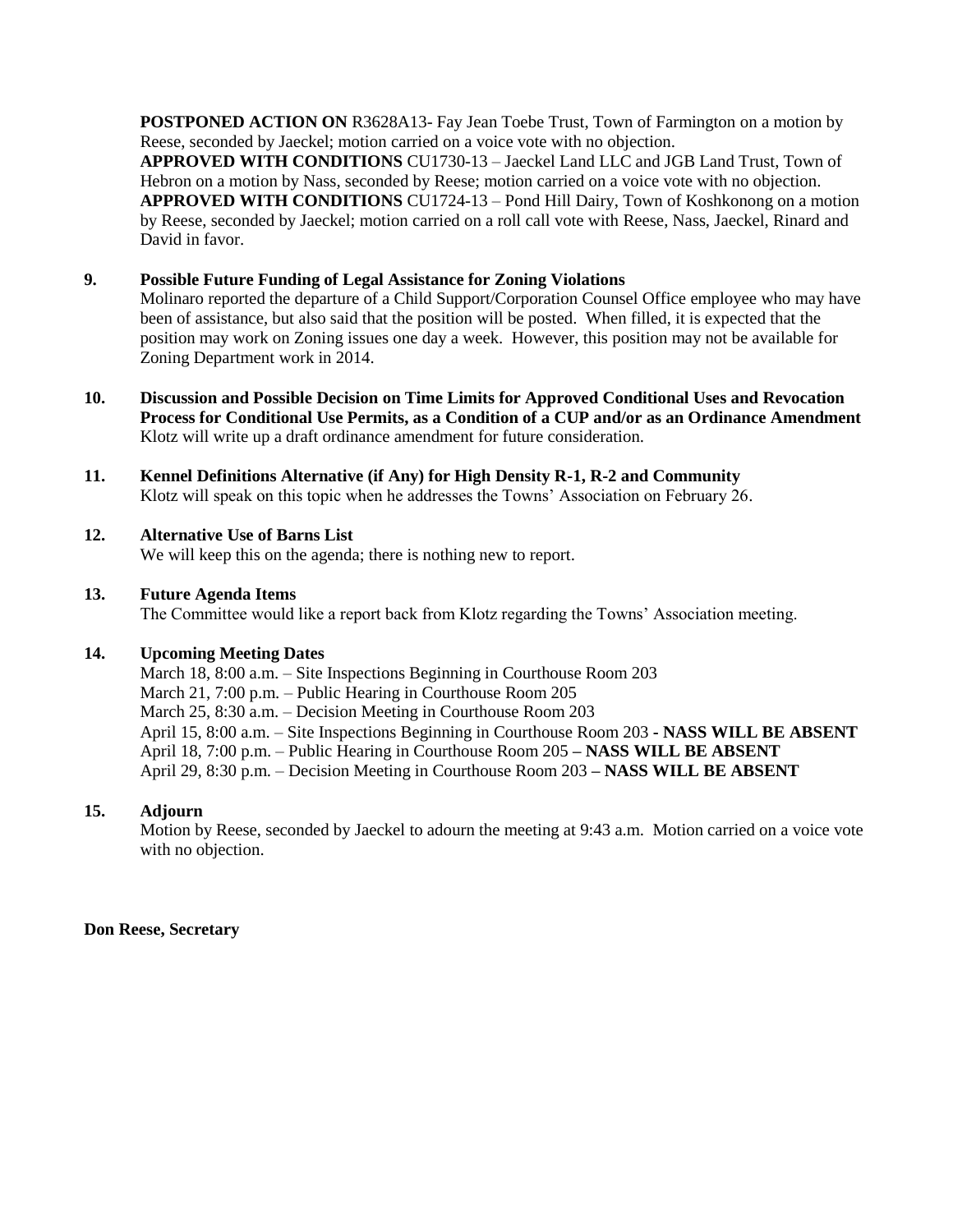**POSTPONED ACTION ON** R3628A13- Fay Jean Toebe Trust, Town of Farmington on a motion by Reese, seconded by Jaeckel; motion carried on a voice vote with no objection.
**APPROVED WITH CONDITIONS** CU1730-13 – Jaeckel Land LLC and JGB Land Trust, Town of Hebron on a motion by Nass, seconded by Reese; motion carried on a voice vote with no objection.
**APPROVED WITH CONDITIONS** CU1724-13 – Pond Hill Dairy, Town of Koshkonong on a motion by Reese, seconded by Jaeckel; motion carried on a roll call vote with Reese, Nass, Jaeckel, Rinard and David in favor.

**9. Possible Future Funding of Legal Assistance for Zoning Violations**
Molinaro reported the departure of a Child Support/Corporation Counsel Office employee who may have been of assistance, but also said that the position will be posted. When filled, it is expected that the position may work on Zoning issues one day a week. However, this position may not be available for Zoning Department work in 2014.

**10. Discussion and Possible Decision on Time Limits for Approved Conditional Uses and Revocation Process for Conditional Use Permits, as a Condition of a CUP and/or as an Ordinance Amendment**
Klotz will write up a draft ordinance amendment for future consideration.

**11. Kennel Definitions Alternative (if Any) for High Density R-1, R-2 and Community**
Klotz will speak on this topic when he addresses the Towns' Association on February 26.

**12. Alternative Use of Barns List**
We will keep this on the agenda; there is nothing new to report.

**13. Future Agenda Items**
The Committee would like a report back from Klotz regarding the Towns' Association meeting.

**14. Upcoming Meeting Dates**
March 18, 8:00 a.m. – Site Inspections Beginning in Courthouse Room 203
March 21, 7:00 p.m. – Public Hearing in Courthouse Room 205
March 25, 8:30 a.m. – Decision Meeting in Courthouse Room 203
April 15, 8:00 a.m. – Site Inspections Beginning in Courthouse Room 203 - **NASS WILL BE ABSENT**
April 18, 7:00 p.m. – Public Hearing in Courthouse Room 205 **– NASS WILL BE ABSENT**
April 29, 8:30 p.m. – Decision Meeting in Courthouse Room 203 **– NASS WILL BE ABSENT**

**15. Adjourn**
Motion by Reese, seconded by Jaeckel to adourn the meeting at 9:43 a.m. Motion carried on a voice vote with no objection.

**Don Reese, Secretary**